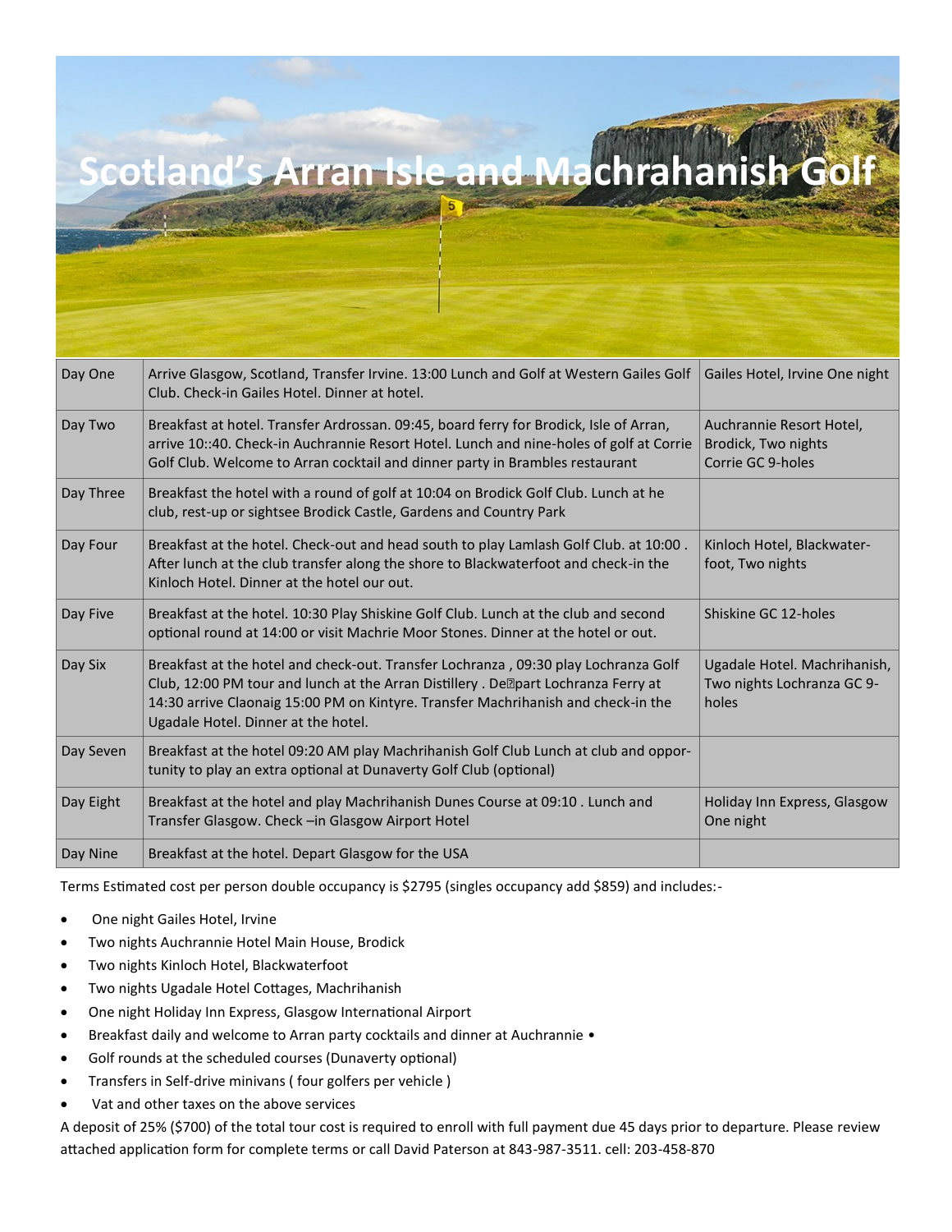# Scotland's Arran Isle and Machrahanish Golf

| | | |
|---|---|---|
| Day One | Arrive Glasgow, Scotland, Transfer Irvine. 13:00 Lunch and Golf at Western Gailes Golf Club. Check-in Gailes Hotel. Dinner at hotel. | Gailes Hotel, Irvine One night |
| Day Two | Breakfast at hotel. Transfer Ardrossan. 09:45, board ferry for Brodick, Isle of Arran, arrive 10::40. Check-in Auchrannie Resort Hotel. Lunch and nine-holes of golf at Corrie Golf Club. Welcome to Arran cocktail and dinner party in Brambles restaurant | Auchrannie Resort Hotel, Brodick, Two nights Corrie GC 9-holes |
| Day Three | Breakfast the hotel with a round of golf at 10:04 on Brodick Golf Club. Lunch at he club, rest-up or sightsee Brodick Castle, Gardens and Country Park | |
| Day Four | Breakfast at the hotel. Check-out and head south to play Lamlash Golf Club. at 10:00 . After lunch at the club transfer along the shore to Blackwaterfoot and check-in the Kinloch Hotel. Dinner at the hotel our out. | Kinloch Hotel, Blackwater-foot, Two nights |
| Day Five | Breakfast at the hotel. 10:30 Play Shiskine Golf Club. Lunch at the club and second optional round at 14:00 or visit Machrie Moor Stones. Dinner at the hotel or out. | Shiskine GC 12-holes |
| Day Six | Breakfast at the hotel and check-out. Transfer Lochranza , 09:30 play Lochranza Golf Club, 12:00 PM tour and lunch at the Arran Distillery . De�part Lochranza Ferry at 14:30 arrive Claonaig 15:00 PM on Kintyre. Transfer Machrihanish and check-in the Ugadale Hotel. Dinner at the hotel. | Ugadale Hotel. Machrihanish, Two nights Lochranza GC 9-holes |
| Day Seven | Breakfast at the hotel 09:20 AM play Machrihanish Golf Club Lunch at club and oppor-tunity to play an extra optional at Dunaverty Golf Club (optional) | |
| Day Eight | Breakfast at the hotel and play Machrihanish Dunes Course at 09:10 . Lunch and Transfer Glasgow. Check –in Glasgow Airport Hotel | Holiday Inn Express, Glasgow One night |
| Day Nine | Breakfast at the hotel. Depart Glasgow for the USA | |

Terms Estimated cost per person double occupancy is $2795 (singles occupancy add $859) and includes:-

- One night Gailes Hotel, Irvine
- Two nights Auchrannie Hotel Main House, Brodick
- Two nights Kinloch Hotel, Blackwaterfoot
- Two nights Ugadale Hotel Cottages, Machrihanish
- One night Holiday Inn Express, Glasgow International Airport
- Breakfast daily and welcome to Arran party cocktails and dinner at Auchrannie •
- Golf rounds at the scheduled courses (Dunaverty optional)
- Transfers in Self-drive minivans ( four golfers per vehicle )
- Vat and other taxes on the above services

A deposit of 25% ($700) of the total tour cost is required to enroll with full payment due 45 days prior to departure. Please review attached application form for complete terms or call David Paterson at 843-987-3511. cell: 203-458-870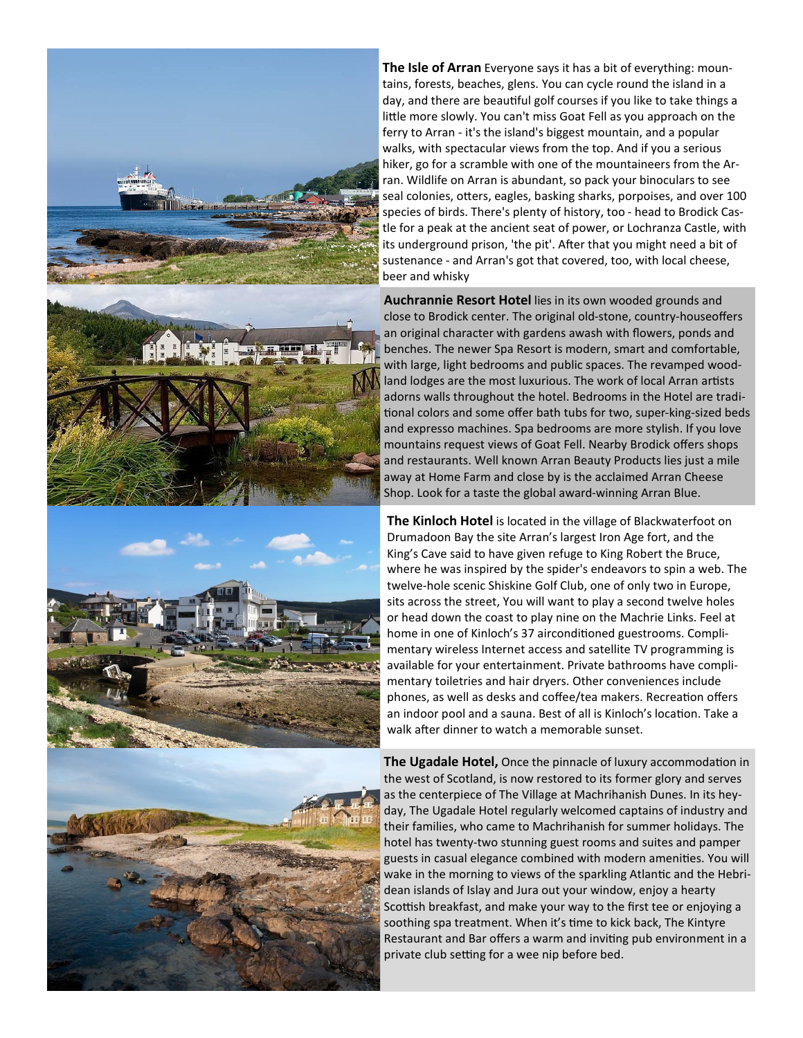**The Isle of Arran** Everyone says it has a bit of everything: mountains, forests, beaches, glens. You can cycle round the island in a day, and there are beautiful golf courses if you like to take things a little more slowly. You can't miss Goat Fell as you approach on the ferry to Arran - it's the island's biggest mountain, and a popular walks, with spectacular views from the top. And if you a serious hiker, go for a scramble with one of the mountaineers from the Arran. Wildlife on Arran is abundant, so pack your binoculars to see seal colonies, otters, eagles, basking sharks, porpoises, and over 100 species of birds. There's plenty of history, too - head to Brodick Castle for a peak at the ancient seat of power, or Lochranza Castle, with its underground prison, 'the pit'. After that you might need a bit of sustenance - and Arran's got that covered, too, with local cheese, beer and whisky

**Auchrannie Resort Hotel** lies in its own wooded grounds and close to Brodick center. The original old-stone, country-houseoffers an original character with gardens awash with flowers, ponds and benches. The newer Spa Resort is modern, smart and comfortable, with large, light bedrooms and public spaces. The revamped woodland lodges are the most luxurious. The work of local Arran artists adorns walls throughout the hotel. Bedrooms in the Hotel are traditional colors and some offer bath tubs for two, super-king-sized beds and expresso machines. Spa bedrooms are more stylish. If you love mountains request views of Goat Fell. Nearby Brodick offers shops and restaurants. Well known Arran Beauty Products lies just a mile away at Home Farm and close by is the acclaimed Arran Cheese Shop. Look for a taste the global award-winning Arran Blue.

**The Kinloch Hotel** is located in the village of Blackwaterfoot on Drumadoon Bay the site Arran's largest Iron Age fort, and the King's Cave said to have given refuge to King Robert the Bruce, where he was inspired by the spider's endeavors to spin a web. The twelve-hole scenic Shiskine Golf Club, one of only two in Europe, sits across the street, You will want to play a second twelve holes or head down the coast to play nine on the Machrie Links. Feel at home in one of Kinloch's 37 airconditioned guestrooms. Complimentary wireless Internet access and satellite TV programming is available for your entertainment. Private bathrooms have complimentary toiletries and hair dryers. Other conveniences include phones, as well as desks and coffee/tea makers. Recreation offers an indoor pool and a sauna. Best of all is Kinloch's location. Take a walk after dinner to watch a memorable sunset.

**The Ugadale Hotel,** Once the pinnacle of luxury accommodation in the west of Scotland, is now restored to its former glory and serves as the centerpiece of The Village at Machrihanish Dunes. In its heyday, The Ugadale Hotel regularly welcomed captains of industry and their families, who came to Machrihanish for summer holidays. The hotel has twenty-two stunning guest rooms and suites and pamper guests in casual elegance combined with modern amenities. You will wake in the morning to views of the sparkling Atlantic and the Hebridean islands of Islay and Jura out your window, enjoy a hearty Scottish breakfast, and make your way to the first tee or enjoying a soothing spa treatment. When it's time to kick back, The Kintyre Restaurant and Bar offers a warm and inviting pub environment in a private club setting for a wee nip before bed.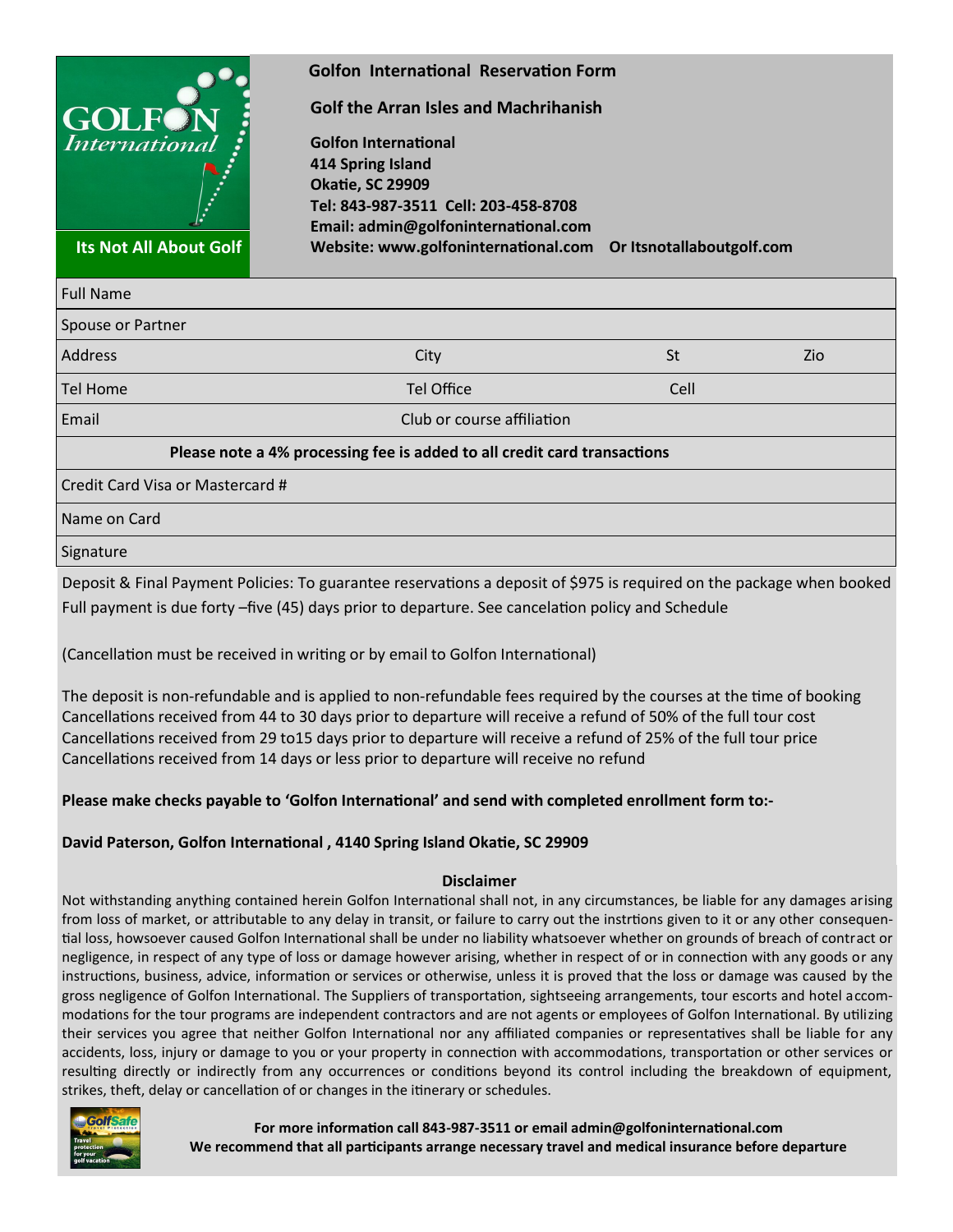GOLFON International

Its Not All About Golf

**Golfon International Reservation Form**

**Golf the Arran Isles and Machrihanish**

**Golfon International**
**414 Spring Island**
**Okatie, SC 29909**
**Tel: 843-987-3511 Cell: 203-458-8708**
**Email: admin@golfoninternational.com**
**Website: www.golfoninternational.com Or Itsnotallaboutgolf.com**

| | | | |
|---|---|---|---|
| Full Name | | | |
| Spouse or Partner | | | |
| Address | City | St | Zio |
| Tel Home | Tel Office | Cell | |
| Email | Club or course affiliation | | |
| **Please note a 4% processing fee is added to all credit card transactions** | | | |
| Credit Card Visa or Mastercard # | | | |
| Name on Card | | | |
| Signature | | | |

Deposit & Final Payment Policies: To guarantee reservations a deposit of $975 is required on the package when booked Full payment is due forty –five (45) days prior to departure. See cancelation policy and Schedule

(Cancellation must be received in writing or by email to Golfon International)

The deposit is non-refundable and is applied to non-refundable fees required by the courses at the time of booking
Cancellations received from 44 to 30 days prior to departure will receive a refund of 50% of the full tour cost
Cancellations received from 29 to15 days prior to departure will receive a refund of 25% of the full tour price
Cancellations received from 14 days or less prior to departure will receive no refund

**Please make checks payable to 'Golfon International' and send with completed enrollment form to:-**

**David Paterson, Golfon International , 4140 Spring Island Okatie, SC 29909**

**Disclaimer**

Not withstanding anything contained herein Golfon International shall not, in any circumstances, be liable for any damages arising from loss of market, or attributable to any delay in transit, or failure to carry out the instrtions given to it or any other consequential loss, howsoever caused Golfon International shall be under no liability whatsoever whether on grounds of breach of contract or negligence, in respect of any type of loss or damage however arising, whether in respect of or in connection with any goods or any instructions, business, advice, information or services or otherwise, unless it is proved that the loss or damage was caused by the gross negligence of Golfon International. The Suppliers of transportation, sightseeing arrangements, tour escorts and hotel accommodations for the tour programs are independent contractors and are not agents or employees of Golfon International. By utilizing their services you agree that neither Golfon International nor any affiliated companies or representatives shall be liable for any accidents, loss, injury or damage to you or your property in connection with accommodations, transportation or other services or resulting directly or indirectly from any occurrences or conditions beyond its control including the breakdown of equipment, strikes, theft, delay or cancellation of or changes in the itinerary or schedules.

GolfSafe Travel Protection — Travel protection for your golf vacation

**For more information call 843-987-3511 or email admin@golfoninternational.com**
**We recommend that all participants arrange necessary travel and medical insurance before departure**